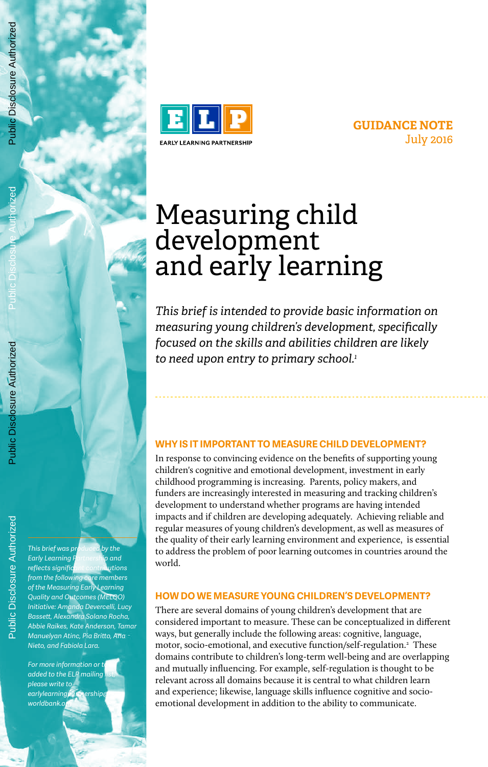EARLY LEARNING PARTNERSHIP

**GUIDANCE NOTE**
July 2016

# Measuring child development and early learning

*This brief is intended to provide basic information on measuring young children's development, specifically focused on the skills and abilities children are likely to need upon entry to primary school.*[1]

## WHY IS IT IMPORTANT TO MEASURE CHILD DEVELOPMENT?

In response to convincing evidence on the benefits of supporting young children's cognitive and emotional development, investment in early childhood programming is increasing. Parents, policy makers, and funders are increasingly interested in measuring and tracking children's development to understand whether programs are having intended impacts and if children are developing adequately. Achieving reliable and regular measures of young children's development, as well as measures of the quality of their early learning environment and experience, is essential to address the problem of poor learning outcomes in countries around the world.

## HOW DO WE MEASURE YOUNG CHILDREN'S DEVELOPMENT?

There are several domains of young children's development that are considered important to measure. These can be conceptualized in different ways, but generally include the following areas: cognitive, language, motor, socio-emotional, and executive function/self-regulation.[2] These domains contribute to children's long-term well-being and are overlapping and mutually influencing. For example, self-regulation is thought to be relevant across all domains because it is central to what children learn and experience; likewise, language skills influence cognitive and socio-emotional development in addition to the ability to communicate.

*This brief was produced by the Early Learning Partnership and reflects significant contributions from the following core members of the Measuring Early Learning Quality and Outcomes (MELQO) Initiative: Amanda Devercelli, Lucy Bassett, Alexandra Solano Rocha, Abbie Raikes, Kate Anderson, Tamar Manuelyan Atinc, Pia Britto, Ana Nieto, and Fabiola Lara.*

*For more information or to be added to the ELP mailing list, please write to earlylearningpartnership@worldbank.org*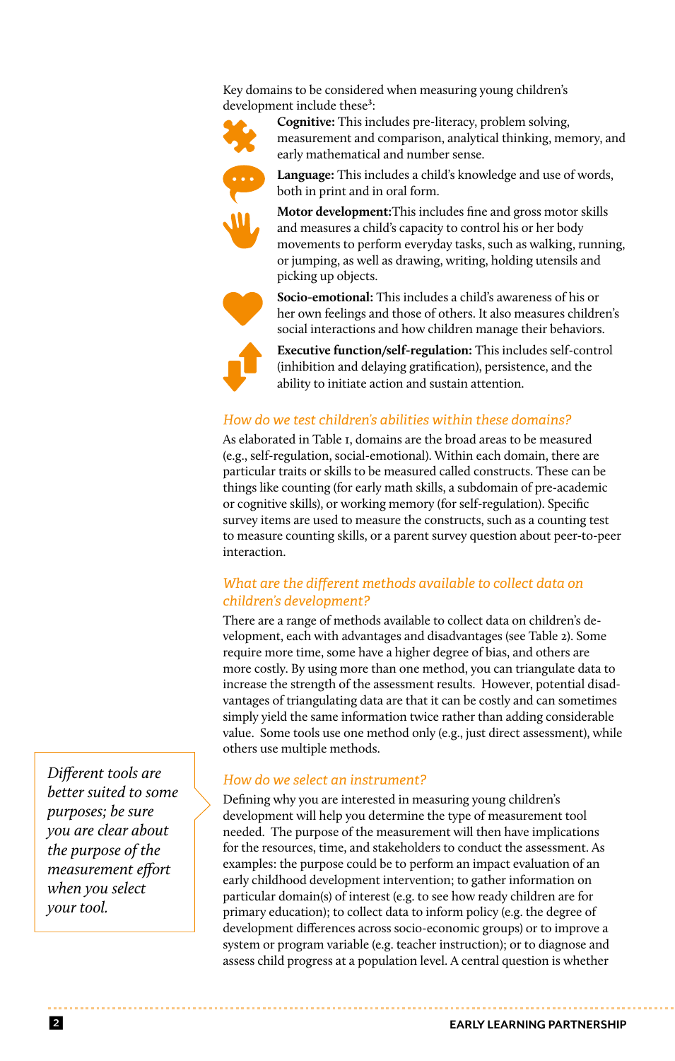Key domains to be considered when measuring young children's development include these[3]:

- **Cognitive:** This includes pre-literacy, problem solving, measurement and comparison, analytical thinking, memory, and early mathematical and number sense.
- **Language:** This includes a child's knowledge and use of words, both in print and in oral form.
- **Motor development:** This includes fine and gross motor skills and measures a child's capacity to control his or her body movements to perform everyday tasks, such as walking, running, or jumping, as well as drawing, writing, holding utensils and picking up objects.
- **Socio-emotional:** This includes a child's awareness of his or her own feelings and those of others. It also measures children's social interactions and how children manage their behaviors.
- **Executive function/self-regulation:** This includes self-control (inhibition and delaying gratification), persistence, and the ability to initiate action and sustain attention.

### *How do we test children's abilities within these domains?*

As elaborated in Table 1, domains are the broad areas to be measured (e.g., self-regulation, social-emotional). Within each domain, there are particular traits or skills to be measured called constructs. These can be things like counting (for early math skills, a subdomain of pre-academic or cognitive skills), or working memory (for self-regulation). Specific survey items are used to measure the constructs, such as a counting test to measure counting skills, or a parent survey question about peer-to-peer interaction.

### *What are the different methods available to collect data on children's development?*

There are a range of methods available to collect data on children's development, each with advantages and disadvantages (see Table 2). Some require more time, some have a higher degree of bias, and others are more costly. By using more than one method, you can triangulate data to increase the strength of the assessment results. However, potential disadvantages of triangulating data are that it can be costly and can sometimes simply yield the same information twice rather than adding considerable value. Some tools use one method only (e.g., just direct assessment), while others use multiple methods.

> *Different tools are better suited to some purposes; be sure you are clear about the purpose of the measurement effort when you select your tool.*

### *How do we select an instrument?*

Defining why you are interested in measuring young children's development will help you determine the type of measurement tool needed. The purpose of the measurement will then have implications for the resources, time, and stakeholders to conduct the assessment. As examples: the purpose could be to perform an impact evaluation of an early childhood development intervention; to gather information on particular domain(s) of interest (e.g. to see how ready children are for primary education); to collect data to inform policy (e.g. the degree of development differences across socio-economic groups) or to improve a system or program variable (e.g. teacher instruction); or to diagnose and assess child progress at a population level. A central question is whether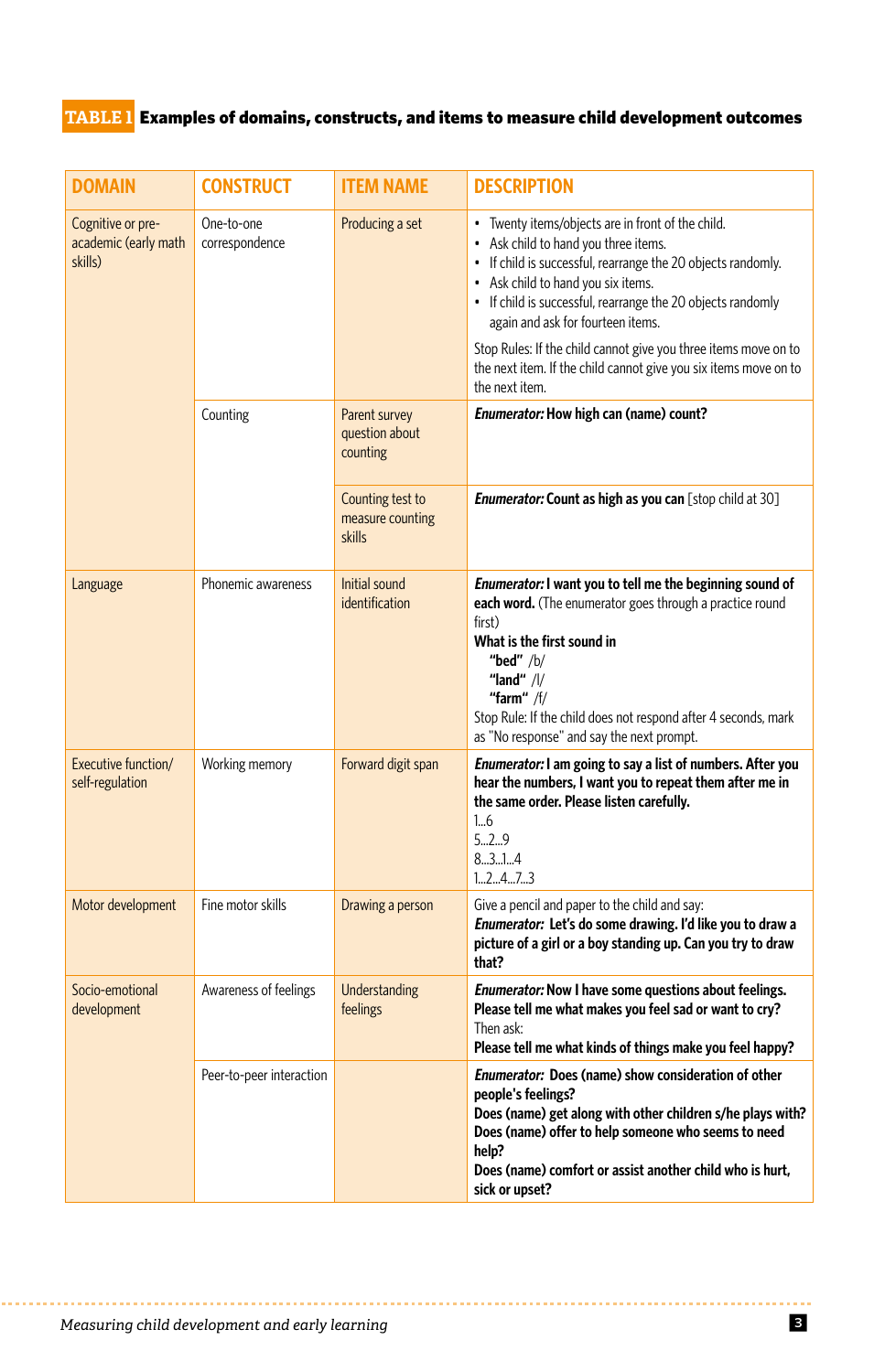**TABLE 1 Examples of domains, constructs, and items to measure child development outcomes**

| DOMAIN | CONSTRUCT | ITEM NAME | DESCRIPTION |
|---|---|---|---|
| Cognitive or pre-academic (early math skills) | One-to-one correspondence | Producing a set | • Twenty items/objects are in front of the child.<br>• Ask child to hand you three items.<br>• If child is successful, rearrange the 20 objects randomly.<br>• Ask child to hand you six items.<br>• If child is successful, rearrange the 20 objects randomly again and ask for fourteen items.<br><br>Stop Rules: If the child cannot give you three items move on to the next item. If the child cannot give you six items move on to the next item. |
| | Counting | Parent survey question about counting | ***Enumerator:* How high can (name) count?** |
| | | Counting test to measure counting skills | ***Enumerator:* Count as high as you can** [stop child at 30] |
| Language | Phonemic awareness | Initial sound identification | ***Enumerator:* I want you to tell me the beginning sound of each word.** (The enumerator goes through a practice round first)<br>**What is the first sound in**<br>**"bed"** /b/<br>**"land"** /l/<br>**"farm"** /f/<br>Stop Rule: If the child does not respond after 4 seconds, mark as "No response" and say the next prompt. |
| Executive function/ self-regulation | Working memory | Forward digit span | ***Enumerator:* I am going to say a list of numbers. After you hear the numbers, I want you to repeat them after me in the same order. Please listen carefully.**<br>1...6<br>5...2...9<br>8...3...1...4<br>1...2...4...7...3 |
| Motor development | Fine motor skills | Drawing a person | Give a pencil and paper to the child and say:<br>***Enumerator:* Let's do some drawing. I'd like you to draw a picture of a girl or a boy standing up. Can you try to draw that?** |
| Socio-emotional development | Awareness of feelings | Understanding feelings | ***Enumerator:* Now I have some questions about feelings. Please tell me what makes you feel sad or want to cry?**<br>Then ask:<br>**Please tell me what kinds of things make you feel happy?** |
| | Peer-to-peer interaction | | ***Enumerator:* Does (name) show consideration of other people's feelings?**<br>**Does (name) get along with other children s/he plays with?**<br>**Does (name) offer to help someone who seems to need help?**<br>**Does (name) comfort or assist another child who is hurt, sick or upset?** |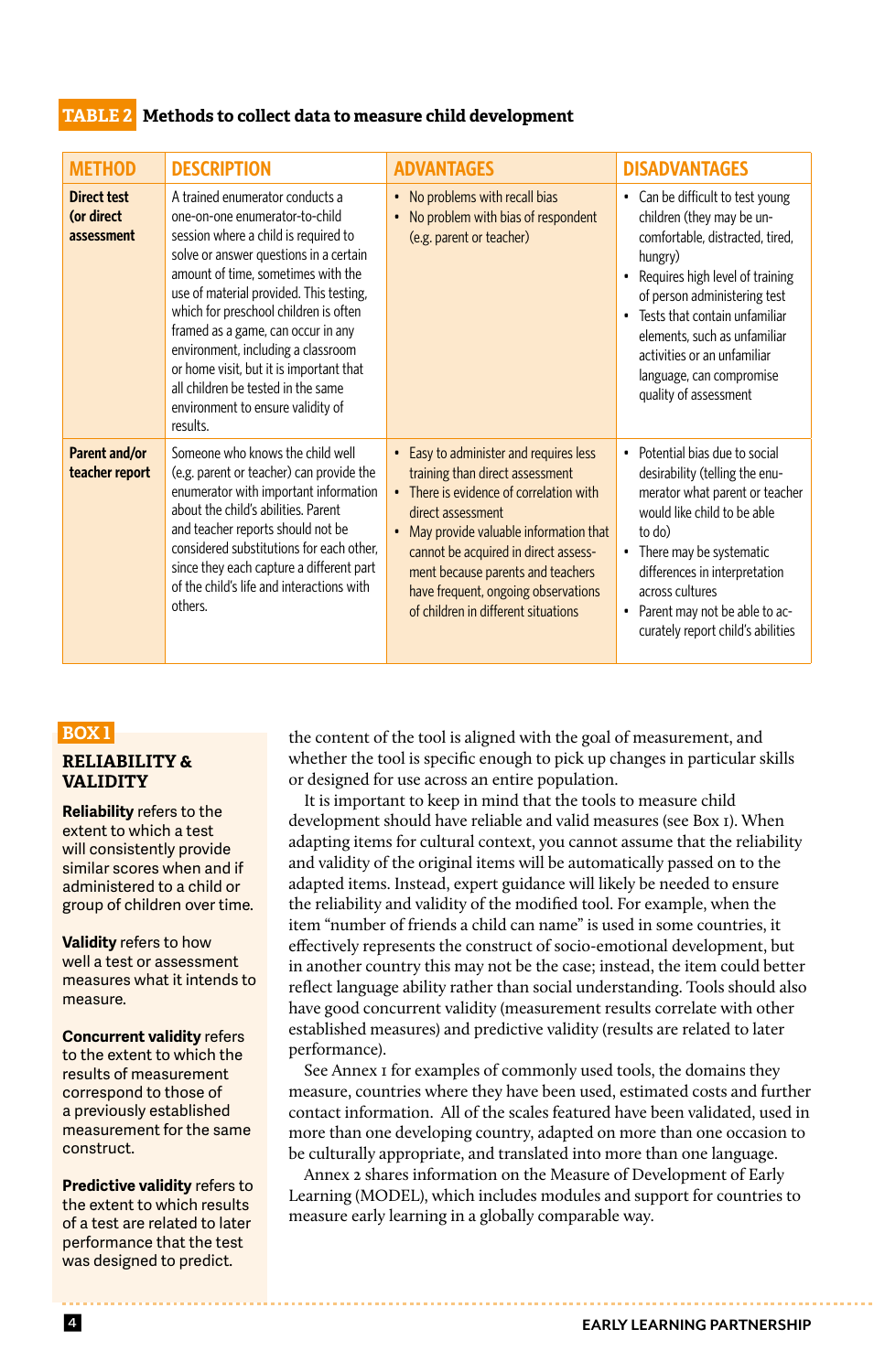**TABLE 2 Methods to collect data to measure child development**

| METHOD | DESCRIPTION | ADVANTAGES | DISADVANTAGES |
|---|---|---|---|
| **Direct test (or direct assessment** | A trained enumerator conducts a one-on-one enumerator-to-child session where a child is required to solve or answer questions in a certain amount of time, sometimes with the use of material provided. This testing, which for preschool children is often framed as a game, can occur in any environment, including a classroom or home visit, but it is important that all children be tested in the same environment to ensure validity of results. | • No problems with recall bias<br>• No problem with bias of respondent (e.g. parent or teacher) | • Can be difficult to test young children (they may be uncomfortable, distracted, tired, hungry)<br>• Requires high level of training of person administering test<br>• Tests that contain unfamiliar elements, such as unfamiliar activities or an unfamiliar language, can compromise quality of assessment |
| **Parent and/or teacher report** | Someone who knows the child well (e.g. parent or teacher) can provide the enumerator with important information about the child's abilities. Parent and teacher reports should not be considered substitutions for each other, since they each capture a different part of the child's life and interactions with others. | • Easy to administer and requires less training than direct assessment<br>• There is evidence of correlation with direct assessment<br>• May provide valuable information that cannot be acquired in direct assessment because parents and teachers have frequent, ongoing observations of children in different situations | • Potential bias due to social desirability (telling the enumerator what parent or teacher would like child to be able to do)<br>• There may be systematic differences in interpretation across cultures<br>• Parent may not be able to accurately report child's abilities |

> **BOX 1**
>
> **RELIABILITY & VALIDITY**
>
> **Reliability** refers to the extent to which a test will consistently provide similar scores when and if administered to a child or group of children over time.
>
> **Validity** refers to how well a test or assessment measures what it intends to measure.
>
> **Concurrent validity** refers to the extent to which the results of measurement correspond to those of a previously established measurement for the same construct.
>
> **Predictive validity** refers to the extent to which results of a test are related to later performance that the test was designed to predict.

the content of the tool is aligned with the goal of measurement, and whether the tool is specific enough to pick up changes in particular skills or designed for use across an entire population.

It is important to keep in mind that the tools to measure child development should have reliable and valid measures (see Box 1). When adapting items for cultural context, you cannot assume that the reliability and validity of the original items will be automatically passed on to the adapted items. Instead, expert guidance will likely be needed to ensure the reliability and validity of the modified tool. For example, when the item "number of friends a child can name" is used in some countries, it effectively represents the construct of socio-emotional development, but in another country this may not be the case; instead, the item could better reflect language ability rather than social understanding. Tools should also have good concurrent validity (measurement results correlate with other established measures) and predictive validity (results are related to later performance).

See Annex 1 for examples of commonly used tools, the domains they measure, countries where they have been used, estimated costs and further contact information. All of the scales featured have been validated, used in more than one developing country, adapted on more than one occasion to be culturally appropriate, and translated into more than one language.

Annex 2 shares information on the Measure of Development of Early Learning (MODEL), which includes modules and support for countries to measure early learning in a globally comparable way.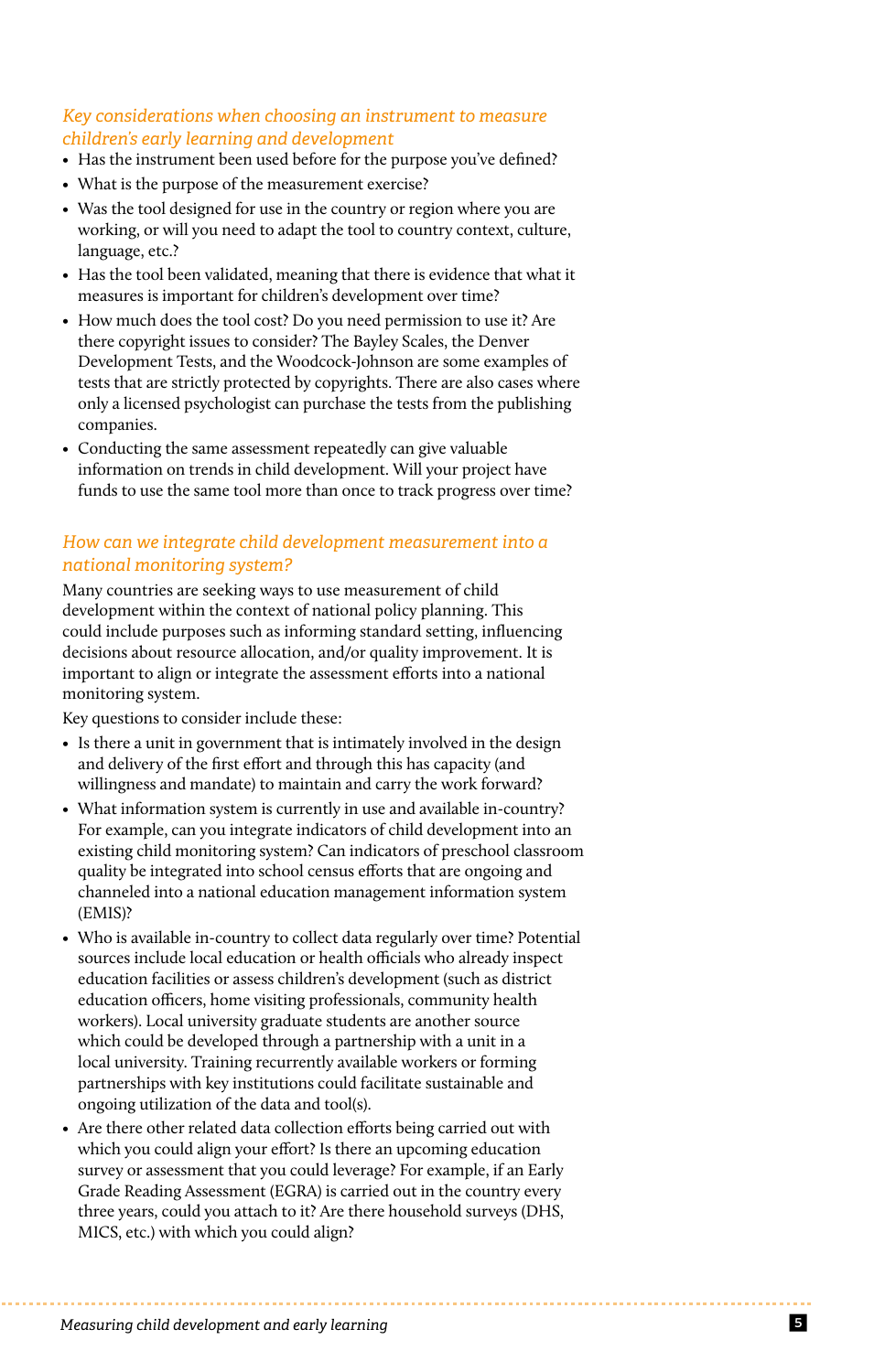### *Key considerations when choosing an instrument to measure children's early learning and development*

- Has the instrument been used before for the purpose you've defined?
- What is the purpose of the measurement exercise?
- Was the tool designed for use in the country or region where you are working, or will you need to adapt the tool to country context, culture, language, etc.?
- Has the tool been validated, meaning that there is evidence that what it measures is important for children's development over time?
- How much does the tool cost? Do you need permission to use it? Are there copyright issues to consider? The Bayley Scales, the Denver Development Tests, and the Woodcock-Johnson are some examples of tests that are strictly protected by copyrights. There are also cases where only a licensed psychologist can purchase the tests from the publishing companies.
- Conducting the same assessment repeatedly can give valuable information on trends in child development. Will your project have funds to use the same tool more than once to track progress over time?

### *How can we integrate child development measurement into a national monitoring system?*

Many countries are seeking ways to use measurement of child development within the context of national policy planning. This could include purposes such as informing standard setting, influencing decisions about resource allocation, and/or quality improvement. It is important to align or integrate the assessment efforts into a national monitoring system.

Key questions to consider include these:

- Is there a unit in government that is intimately involved in the design and delivery of the first effort and through this has capacity (and willingness and mandate) to maintain and carry the work forward?
- What information system is currently in use and available in-country? For example, can you integrate indicators of child development into an existing child monitoring system? Can indicators of preschool classroom quality be integrated into school census efforts that are ongoing and channeled into a national education management information system (EMIS)?
- Who is available in-country to collect data regularly over time? Potential sources include local education or health officials who already inspect education facilities or assess children's development (such as district education officers, home visiting professionals, community health workers). Local university graduate students are another source which could be developed through a partnership with a unit in a local university. Training recurrently available workers or forming partnerships with key institutions could facilitate sustainable and ongoing utilization of the data and tool(s).
- Are there other related data collection efforts being carried out with which you could align your effort? Is there an upcoming education survey or assessment that you could leverage? For example, if an Early Grade Reading Assessment (EGRA) is carried out in the country every three years, could you attach to it? Are there household surveys (DHS, MICS, etc.) with which you could align?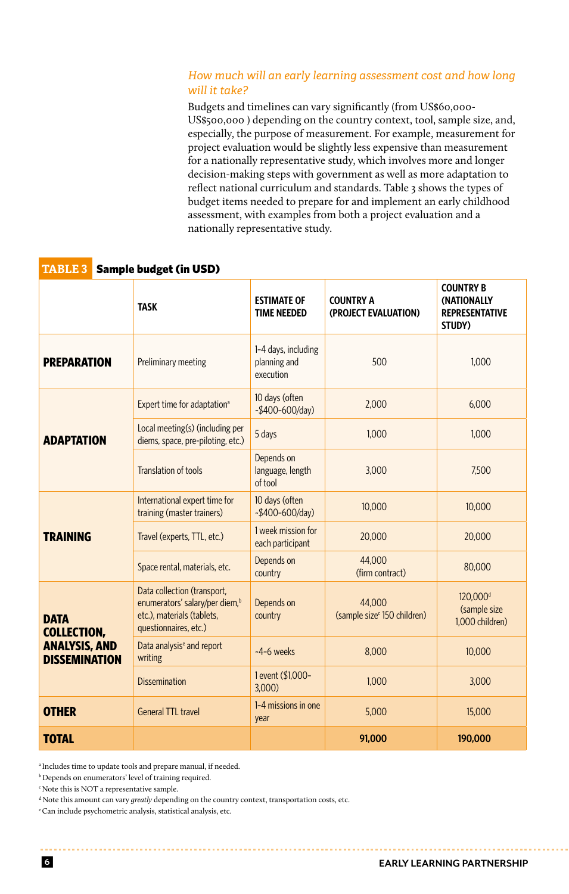### *How much will an early learning assessment cost and how long will it take?*

Budgets and timelines can vary significantly (from US$60,000-US$500,000 ) depending on the country context, tool, sample size, and, especially, the purpose of measurement. For example, measurement for project evaluation would be slightly less expensive than measurement for a nationally representative study, which involves more and longer decision-making steps with government as well as more adaptation to reflect national curriculum and standards. Table 3 shows the types of budget items needed to prepare for and implement an early childhood assessment, with examples from both a project evaluation and a nationally representative study.

**TABLE 3 Sample budget (in USD)**

| | TASK | ESTIMATE OF TIME NEEDED | COUNTRY A (PROJECT EVALUATION) | COUNTRY B (NATIONALLY REPRESENTATIVE STUDY) |
|---|---|---|---|---|
| **PREPARATION** | Preliminary meeting | 1-4 days, including planning and execution | 500 | 1,000 |
| **ADAPTATION** | Expert time for adaptation[a] | 10 days (often ~$400-600/day) | 2,000 | 6,000 |
| | Local meeting(s) (including per diems, space, pre-piloting, etc.) | 5 days | 1,000 | 1,000 |
| | Translation of tools | Depends on language, length of tool | 3,000 | 7,500 |
| **TRAINING** | International expert time for training (master trainers) | 10 days (often ~$400-600/day) | 10,000 | 10,000 |
| | Travel (experts, TTL, etc.) | 1 week mission for each participant | 20,000 | 20,000 |
| | Space rental, materials, etc. | Depends on country | 44,000 (firm contract) | 80,000 |
| **DATA COLLECTION, ANALYSIS, AND DISSEMINATION** | Data collection (transport, enumerators' salary/per diem,[b] etc.), materials (tablets, questionnaires, etc.) | Depends on country | 44,000 (sample size[c] 150 children) | 120,000[d] (sample size 1,000 children) |
| | Data analysis[e] and report writing | ~4-6 weeks | 8,000 | 10,000 |
| | Dissemination | 1 event ($1,000-3,000) | 1,000 | 3,000 |
| **OTHER** | General TTL travel | 1-4 missions in one year | 5,000 | 15,000 |
| **TOTAL** | | | **91,000** | **190,000** |

[a] Includes time to update tools and prepare manual, if needed.
[b] Depends on enumerators' level of training required.
[c] Note this is NOT a representative sample.
[d] Note this amount can vary *greatly* depending on the country context, transportation costs, etc.
[e] Can include psychometric analysis, statistical analysis, etc.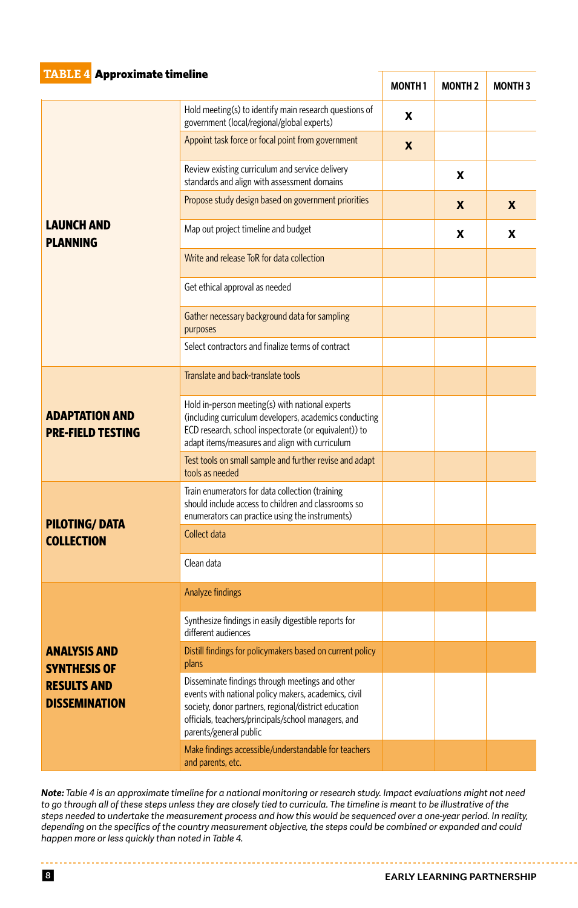**TABLE 4** **Approximate timeline**

| | | MONTH 1 | MONTH 2 | MONTH 3 |
|---|---|---|---|---|
| **LAUNCH AND PLANNING** | Hold meeting(s) to identify main research questions of government (local/regional/global experts) | X | | |
| | Appoint task force or focal point from government | X | | |
| | Review existing curriculum and service delivery standards and align with assessment domains | | X | |
| | Propose study design based on government priorities | | X | X |
| | Map out project timeline and budget | | X | X |
| | Write and release ToR for data collection | | | |
| | Get ethical approval as needed | | | |
| | Gather necessary background data for sampling purposes | | | |
| | Select contractors and finalize terms of contract | | | |
| **ADAPTATION AND PRE-FIELD TESTING** | Translate and back-translate tools | | | |
| | Hold in-person meeting(s) with national experts (including curriculum developers, academics conducting ECD research, school inspectorate (or equivalent)) to adapt items/measures and align with curriculum | | | |
| | Test tools on small sample and further revise and adapt tools as needed | | | |
| **PILOTING/ DATA COLLECTION** | Train enumerators for data collection (training should include access to children and classrooms so enumerators can practice using the instruments) | | | |
| | Collect data | | | |
| | Clean data | | | |
| **ANALYSIS AND SYNTHESIS OF RESULTS AND DISSEMINATION** | Analyze findings | | | |
| | Synthesize findings in easily digestible reports for different audiences | | | |
| | Distill findings for policymakers based on current policy plans | | | |
| | Disseminate findings through meetings and other events with national policy makers, academics, civil society, donor partners, regional/district education officials, teachers/principals/school managers, and parents/general public | | | |
| | Make findings accessible/understandable for teachers and parents, etc. | | | |

***Note:*** *Table 4 is an approximate timeline for a national monitoring or research study. Impact evaluations might not need to go through all of these steps unless they are closely tied to curricula. The timeline is meant to be illustrative of the steps needed to undertake the measurement process and how this would be sequenced over a one-year period. In reality, depending on the specifics of the country measurement objective, the steps could be combined or expanded and could happen more or less quickly than noted in Table 4.*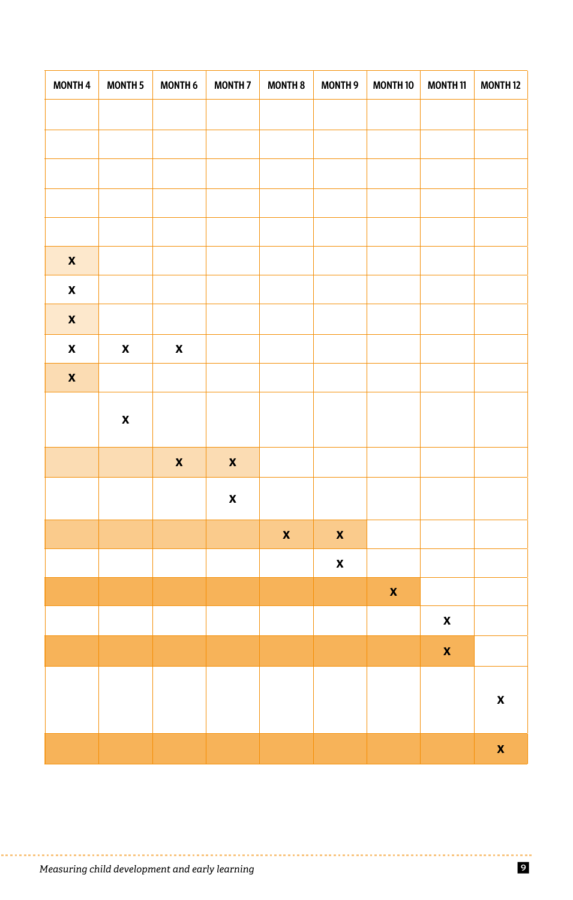| MONTH 4 | MONTH 5 | MONTH 6 | MONTH 7 | MONTH 8 | MONTH 9 | MONTH 10 | MONTH 11 | MONTH 12 |
|---|---|---|---|---|---|---|---|---|
| | | | | | | | | |
| | | | | | | | | |
| | | | | | | | | |
| | | | | | | | | |
| | | | | | | | | |
| x | | | | | | | | |
| x | | | | | | | | |
| x | | | | | | | | |
| x | x | x | | | | | | |
| x | | | | | | | | |
| | x | | | | | | | |
| | | x | x | | | | | |
| | | | x | | | | | |
| | | | | x | x | | | |
| | | | | | x | | | |
| | | | | | | x | | |
| | | | | | | | x | |
| | | | | | | | x | |
| | | | | | | | | x |
| | | | | | | | | x |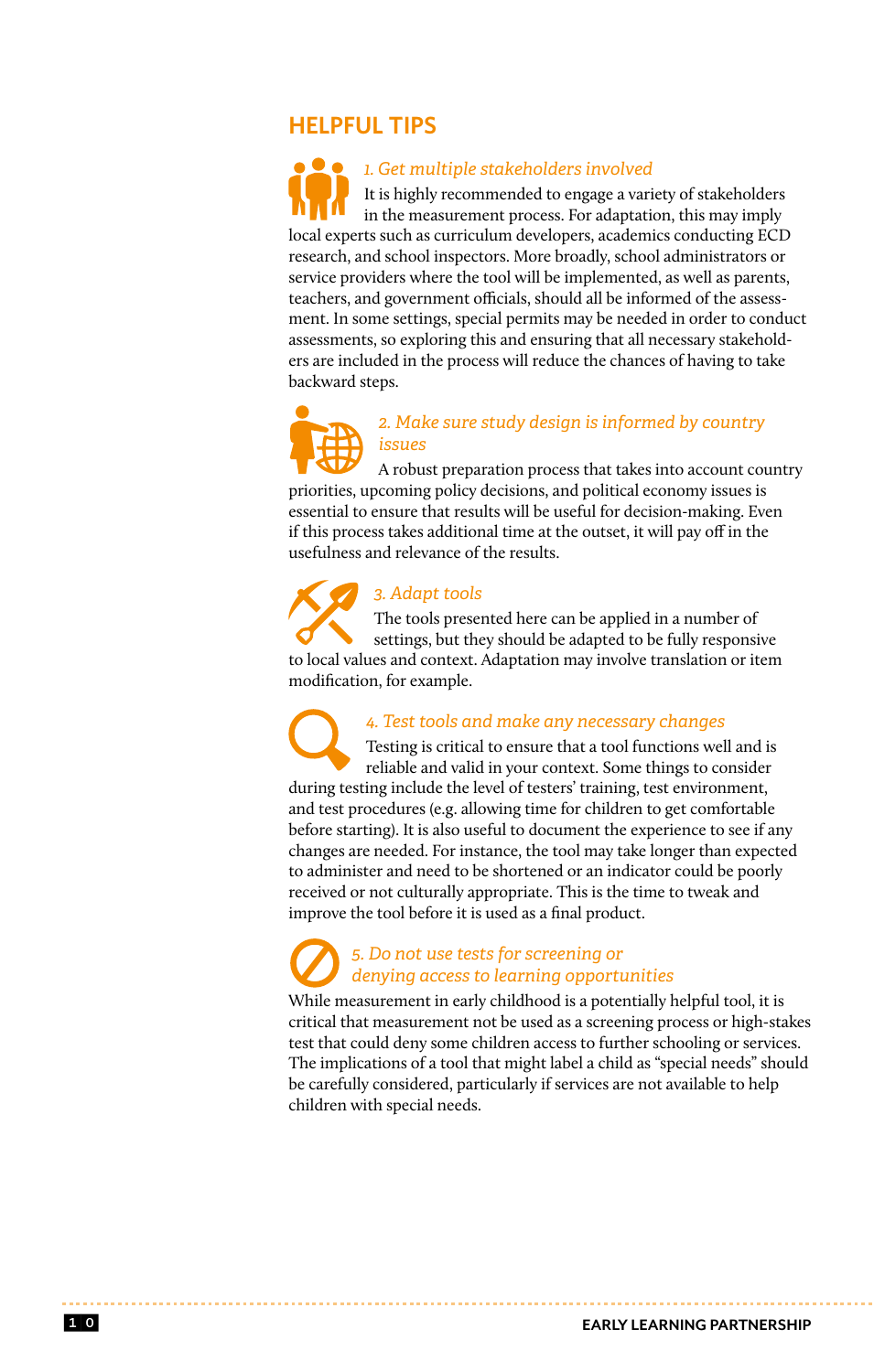## HELPFUL TIPS

### *1. Get multiple stakeholders involved*

It is highly recommended to engage a variety of stakeholders in the measurement process. For adaptation, this may imply local experts such as curriculum developers, academics conducting ECD research, and school inspectors. More broadly, school administrators or service providers where the tool will be implemented, as well as parents, teachers, and government officials, should all be informed of the assessment. In some settings, special permits may be needed in order to conduct assessments, so exploring this and ensuring that all necessary stakeholders are included in the process will reduce the chances of having to take backward steps.

### *2. Make sure study design is informed by country issues*

A robust preparation process that takes into account country priorities, upcoming policy decisions, and political economy issues is essential to ensure that results will be useful for decision-making. Even if this process takes additional time at the outset, it will pay off in the usefulness and relevance of the results.

### *3. Adapt tools*

The tools presented here can be applied in a number of settings, but they should be adapted to be fully responsive to local values and context. Adaptation may involve translation or item modification, for example.

### *4. Test tools and make any necessary changes*

Testing is critical to ensure that a tool functions well and is reliable and valid in your context. Some things to consider during testing include the level of testers' training, test environment, and test procedures (e.g. allowing time for children to get comfortable before starting). It is also useful to document the experience to see if any changes are needed. For instance, the tool may take longer than expected to administer and need to be shortened or an indicator could be poorly received or not culturally appropriate. This is the time to tweak and improve the tool before it is used as a final product.

### *5. Do not use tests for screening or denying access to learning opportunities*

While measurement in early childhood is a potentially helpful tool, it is critical that measurement not be used as a screening process or high-stakes test that could deny some children access to further schooling or services. The implications of a tool that might label a child as "special needs" should be carefully considered, particularly if services are not available to help children with special needs.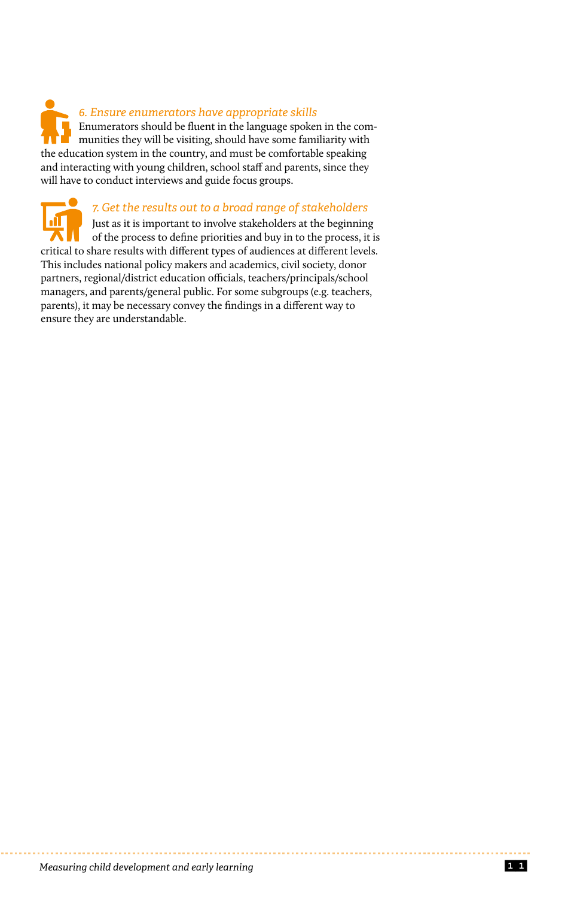### *6. Ensure enumerators have appropriate skills*

Enumerators should be fluent in the language spoken in the communities they will be visiting, should have some familiarity with the education system in the country, and must be comfortable speaking and interacting with young children, school staff and parents, since they will have to conduct interviews and guide focus groups.

### *7. Get the results out to a broad range of stakeholders*

Just as it is important to involve stakeholders at the beginning of the process to define priorities and buy in to the process, it is critical to share results with different types of audiences at different levels. This includes national policy makers and academics, civil society, donor partners, regional/district education officials, teachers/principals/school managers, and parents/general public. For some subgroups (e.g. teachers, parents), it may be necessary convey the findings in a different way to ensure they are understandable.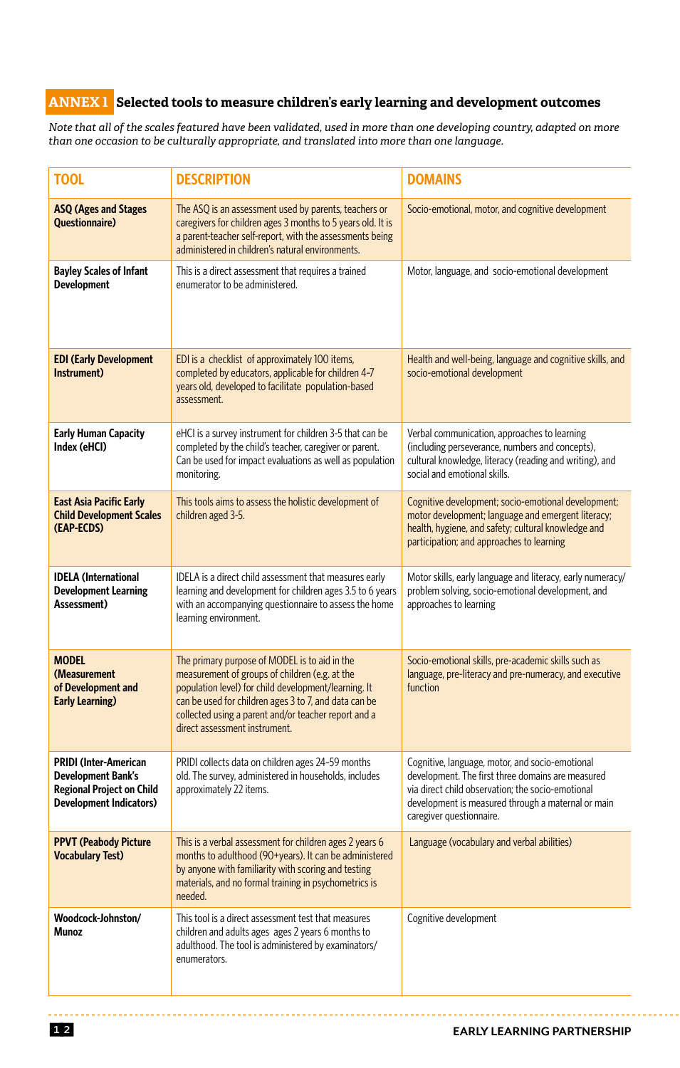## ANNEX 1 Selected tools to measure children's early learning and development outcomes

*Note that all of the scales featured have been validated, used in more than one developing country, adapted on more than one occasion to be culturally appropriate, and translated into more than one language.*

| TOOL | DESCRIPTION | DOMAINS |
|---|---|---|
| **ASQ (Ages and Stages Questionnaire)** | The ASQ is an assessment used by parents, teachers or caregivers for children ages 3 months to 5 years old. It is a parent-teacher self-report, with the assessments being administered in children's natural environments. | Socio-emotional, motor, and cognitive development |
| **Bayley Scales of Infant Development** | This is a direct assessment that requires a trained enumerator to be administered. | Motor, language, and socio-emotional development |
| **EDI (Early Development Instrument)** | EDI is a checklist of approximately 100 items, completed by educators, applicable for children 4-7 years old, developed to facilitate population-based assessment. | Health and well-being, language and cognitive skills, and socio-emotional development |
| **Early Human Capacity Index (eHCI)** | eHCI is a survey instrument for children 3-5 that can be completed by the child's teacher, caregiver or parent. Can be used for impact evaluations as well as population monitoring. | Verbal communication, approaches to learning (including perseverance, numbers and concepts), cultural knowledge, literacy (reading and writing), and social and emotional skills. |
| **East Asia Pacific Early Child Development Scales (EAP-ECDS)** | This tools aims to assess the holistic development of children aged 3-5. | Cognitive development; socio-emotional development; motor development; language and emergent literacy; health, hygiene, and safety; cultural knowledge and participation; and approaches to learning |
| **IDELA (International Development Learning Assessment)** | IDELA is a direct child assessment that measures early learning and development for children ages 3.5 to 6 years with an accompanying questionnaire to assess the home learning environment. | Motor skills, early language and literacy, early numeracy/problem solving, socio-emotional development, and approaches to learning |
| **MODEL (Measurement of Development and Early Learning)** | The primary purpose of MODEL is to aid in the measurement of groups of children (e.g. at the population level) for child development/learning. It can be used for children ages 3 to 7, and data can be collected using a parent and/or teacher report and a direct assessment instrument. | Socio-emotional skills, pre-academic skills such as language, pre-literacy and pre-numeracy, and executive function |
| **PRIDI (Inter-American Development Bank's Regional Project on Child Development Indicators)** | PRIDI collects data on children ages 24-59 months old. The survey, administered in households, includes approximately 22 items. | Cognitive, language, motor, and socio-emotional development. The first three domains are measured via direct child observation; the socio-emotional development is measured through a maternal or main caregiver questionnaire. |
| **PPVT (Peabody Picture Vocabulary Test)** | This is a verbal assessment for children ages 2 years 6 months to adulthood (90+years). It can be administered by anyone with familiarity with scoring and testing materials, and no formal training in psychometrics is needed. | Language (vocabulary and verbal abilities) |
| **Woodcock-Johnston/ Munoz** | This tool is a direct assessment test that measures children and adults ages ages 2 years 6 months to adulthood. The tool is administered by examinators/ enumerators. | Cognitive development |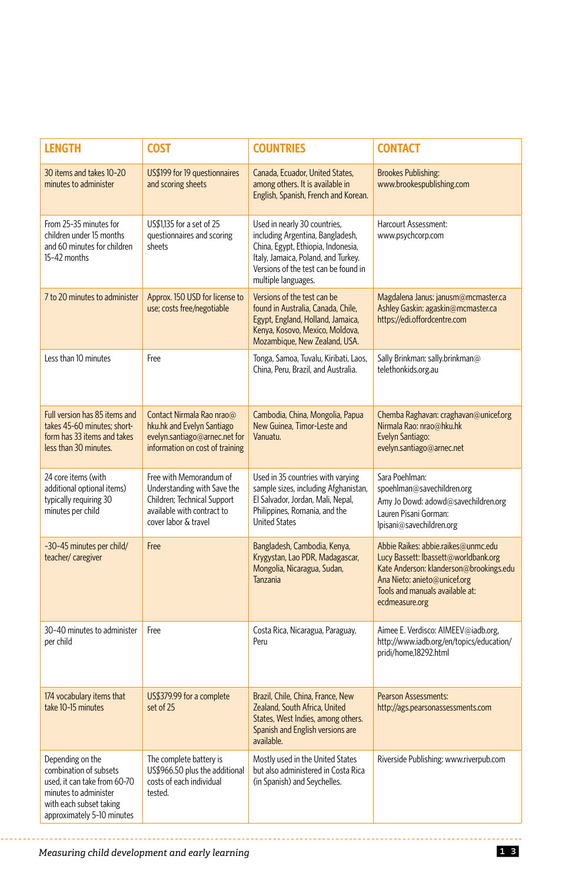| LENGTH | COST | COUNTRIES | CONTACT |
|---|---|---|---|
| 30 items and takes 10-20 minutes to administer | US$199 for 19 questionnaires and scoring sheets | Canada, Ecuador, United States, among others. It is available in English, Spanish, French and Korean. | Brookes Publishing: www.brookespublishing.com |
| From 25-35 minutes for children under 15 months and 60 minutes for children 15-42 months | US$1,135 for a set of 25 questionnaires and scoring sheets | Used in nearly 30 countries, including Argentina, Bangladesh, China, Egypt, Ethiopia, Indonesia, Italy, Jamaica, Poland, and Turkey. Versions of the test can be found in multiple languages. | Harcourt Assessment: www.psychcorp.com |
| 7 to 20 minutes to administer | Approx. 150 USD for license to use; costs free/negotiable | Versions of the test can be found in Australia, Canada, Chile, Egypt, England, Holland, Jamaica, Kenya, Kosovo, Mexico, Moldova, Mozambique, New Zealand, USA. | Magdalena Janus: janusm@mcmaster.ca Ashley Gaskin: agaskin@mcmaster.ca https://edi.offordcentre.com |
| Less than 10 minutes | Free | Tonga, Samoa, Tuvalu, Kiribati, Laos, China, Peru, Brazil, and Australia. | Sally Brinkman: sally.brinkman@telethonkids.org.au |
| Full version has 85 items and takes 45-60 minutes; short-form has 33 items and takes less than 30 minutes. | Contact Nirmala Rao nrao@hku.hk and Evelyn Santiago evelyn.santiago@arnec.net for information on cost of training | Cambodia, China, Mongolia, Papua New Guinea, Timor-Leste and Vanuatu. | Chemba Raghavan: craghavan@unicef.org Nirmala Rao: nrao@hku.hk Evelyn Santiago: evelyn.santiago@arnec.net |
| 24 core items (with additional optional items) typically requiring 30 minutes per child | Free with Memorandum of Understanding with Save the Children; Technical Support available with contract to cover labor & travel | Used in 35 countries with varying sample sizes, including Afghanistan, El Salvador, Jordan, Mali, Nepal, Philippines, Romania, and the United States | Sara Poehlman: spoehlman@savechildren.org Amy Jo Dowd: adowd@savechildren.org Lauren Pisani Gorman: lpisani@savechildren.org |
| ~30-45 minutes per child/ teacher/ caregiver | Free | Bangladesh, Cambodia, Kenya, Krygystan, Lao PDR, Madagascar, Mongolia, Nicaragua, Sudan, Tanzania | Abbie Raikes: abbie.raikes@unmc.edu Lucy Bassett: lbassett@worldbank.org Kate Anderson: klanderson@brookings.edu Ana Nieto: anieto@unicef.org Tools and manuals available at: ecdmeasure.org |
| 30-40 minutes to administer per child | Free | Costa Rica, Nicaragua, Paraguay, Peru | Aimee E. Verdisco: AIMEEV@iadb.org, http://www.iadb.org/en/topics/education/pridi/home,18292.html |
| 174 vocabulary items that take 10-15 minutes | US$379.99 for a complete set of 25 | Brazil, Chile, China, France, New Zealand, South Africa, United States, West Indies, among others. Spanish and English versions are available. | Pearson Assessments: http://ags.pearsonassessments.com |
| Depending on the combination of subsets used, it can take from 60-70 minutes to administer with each subset taking approximately 5-10 minutes | The complete battery is US$966.50 plus the additional costs of each individual tested. | Mostly used in the United States but also administered in Costa Rica (in Spanish) and Seychelles. | Riverside Publishing: www.riverpub.com |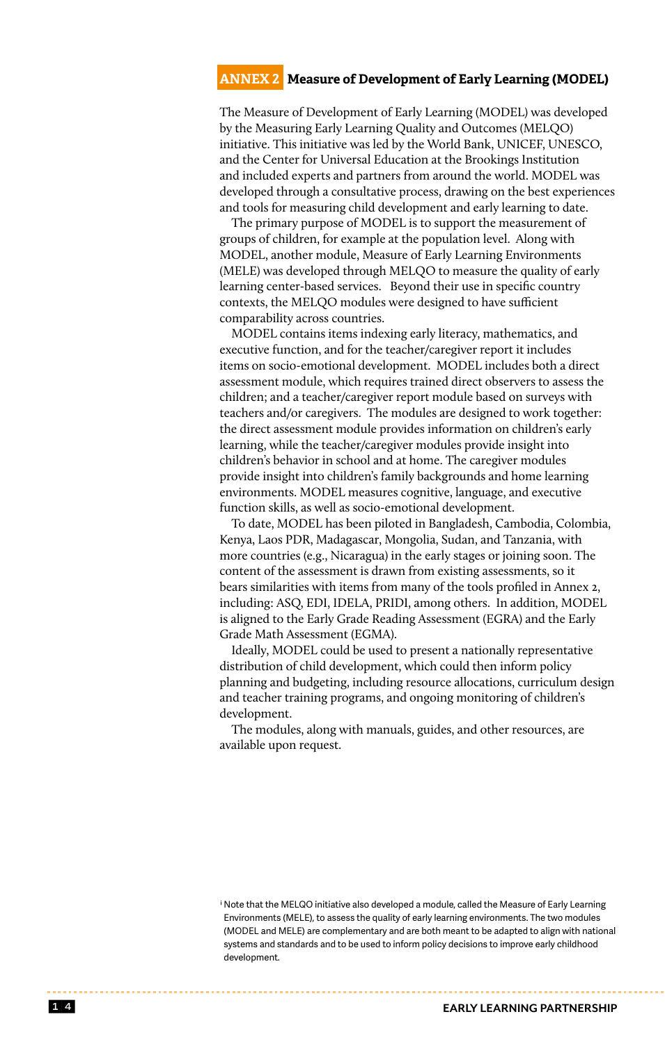## ANNEX 2 Measure of Development of Early Learning (MODEL)

The Measure of Development of Early Learning (MODEL) was developed by the Measuring Early Learning Quality and Outcomes (MELQO) initiative. This initiative was led by the World Bank, UNICEF, UNESCO, and the Center for Universal Education at the Brookings Institution and included experts and partners from around the world. MODEL was developed through a consultative process, drawing on the best experiences and tools for measuring child development and early learning to date.

The primary purpose of MODEL is to support the measurement of groups of children, for example at the population level. Along with MODEL, another module, Measure of Early Learning Environments (MELE) was developed through MELQO to measure the quality of early learning center-based services. Beyond their use in specific country contexts, the MELQO modules were designed to have sufficient comparability across countries.

MODEL contains items indexing early literacy, mathematics, and executive function, and for the teacher/caregiver report it includes items on socio-emotional development. MODEL includes both a direct assessment module, which requires trained direct observers to assess the children; and a teacher/caregiver report module based on surveys with teachers and/or caregivers. The modules are designed to work together: the direct assessment module provides information on children's early learning, while the teacher/caregiver modules provide insight into children's behavior in school and at home. The caregiver modules provide insight into children's family backgrounds and home learning environments. MODEL measures cognitive, language, and executive function skills, as well as socio-emotional development.

To date, MODEL has been piloted in Bangladesh, Cambodia, Colombia, Kenya, Laos PDR, Madagascar, Mongolia, Sudan, and Tanzania, with more countries (e.g., Nicaragua) in the early stages or joining soon. The content of the assessment is drawn from existing assessments, so it bears similarities with items from many of the tools profiled in Annex 2, including: ASQ, EDI, IDELA, PRIDI, among others. In addition, MODEL is aligned to the Early Grade Reading Assessment (EGRA) and the Early Grade Math Assessment (EGMA).

Ideally, MODEL could be used to present a nationally representative distribution of child development, which could then inform policy planning and budgeting, including resource allocations, curriculum design and teacher training programs, and ongoing monitoring of children's development.

The modules, along with manuals, guides, and other resources, are available upon request.

[i] Note that the MELQO initiative also developed a module, called the Measure of Early Learning Environments (MELE), to assess the quality of early learning environments. The two modules (MODEL and MELE) are complementary and are both meant to be adapted to align with national systems and standards and to be used to inform policy decisions to improve early childhood development.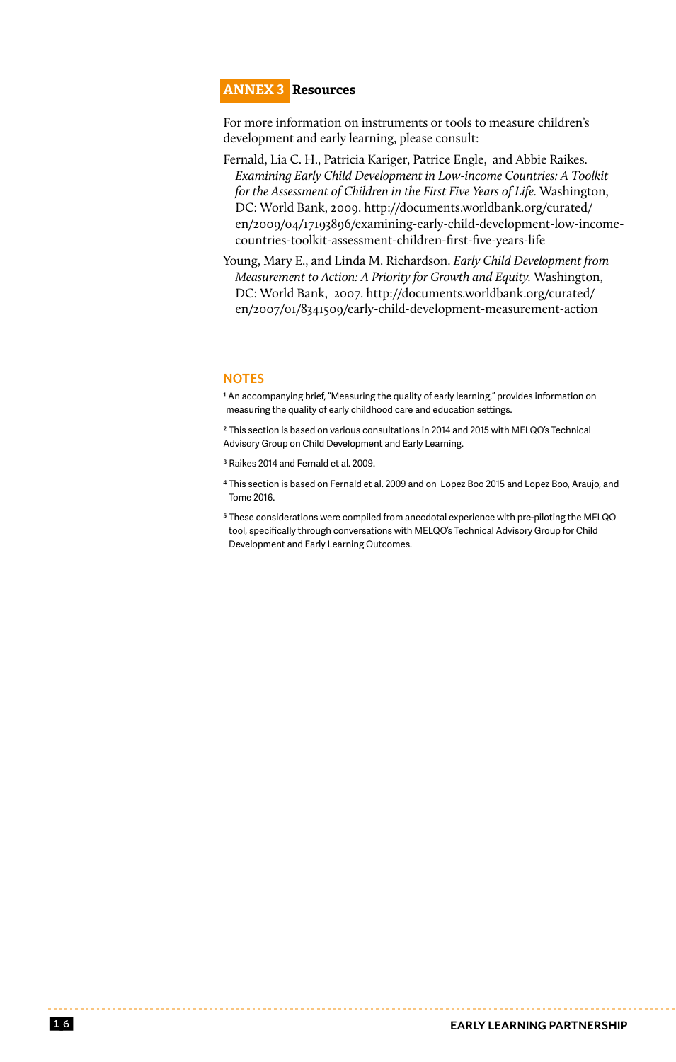## ANNEX 3 Resources

For more information on instruments or tools to measure children's development and early learning, please consult:

Fernald, Lia C. H., Patricia Kariger, Patrice Engle, and Abbie Raikes. *Examining Early Child Development in Low-income Countries: A Toolkit for the Assessment of Children in the First Five Years of Life.* Washington, DC: World Bank, 2009. http://documents.worldbank.org/curated/en/2009/04/17193896/examining-early-child-development-low-income-countries-toolkit-assessment-children-first-five-years-life

Young, Mary E., and Linda M. Richardson. *Early Child Development from Measurement to Action: A Priority for Growth and Equity.* Washington, DC: World Bank, 2007. http://documents.worldbank.org/curated/en/2007/01/8341509/early-child-development-measurement-action

## NOTES

[1] An accompanying brief, "Measuring the quality of early learning," provides information on measuring the quality of early childhood care and education settings.

[2] This section is based on various consultations in 2014 and 2015 with MELQO's Technical Advisory Group on Child Development and Early Learning.

[3] Raikes 2014 and Fernald et al. 2009.

[4] This section is based on Fernald et al. 2009 and on Lopez Boo 2015 and Lopez Boo, Araujo, and Tome 2016.

[5] These considerations were compiled from anecdotal experience with pre-piloting the MELQO tool, specifically through conversations with MELQO's Technical Advisory Group for Child Development and Early Learning Outcomes.